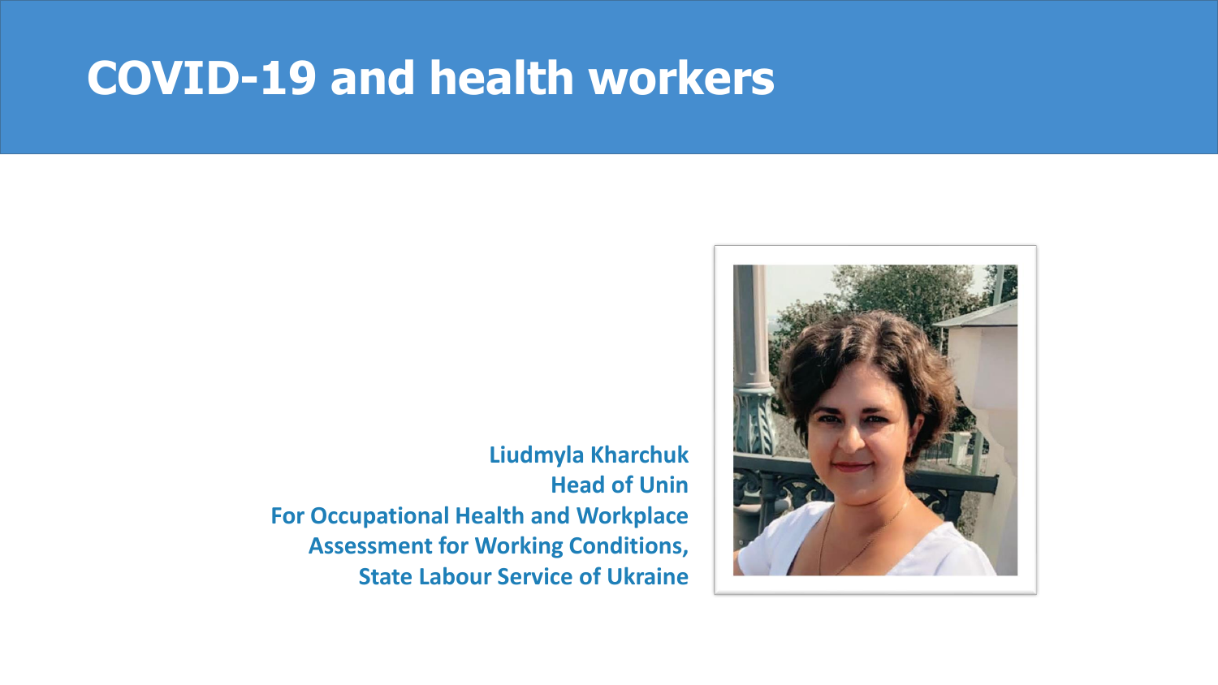# COVID-19 and health workers

**Liudmyla Kharchuk**
**Head of Unin**
**For Occupational Health and Workplace Assessment for Working Conditions,**
**State Labour Service of Ukraine**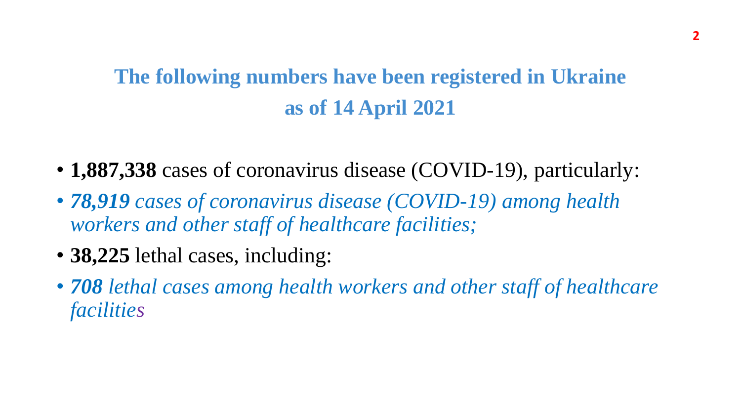## The following numbers have been registered in Ukraine as of 14 April 2021

- **1,887,338** cases of coronavirus disease (COVID-19), particularly:
- ***78,919*** *cases of coronavirus disease (COVID-19) among health workers and other staff of healthcare facilities;*
- **38,225** lethal cases, including:
- ***708*** *lethal cases among health workers and other staff of healthcare facilities*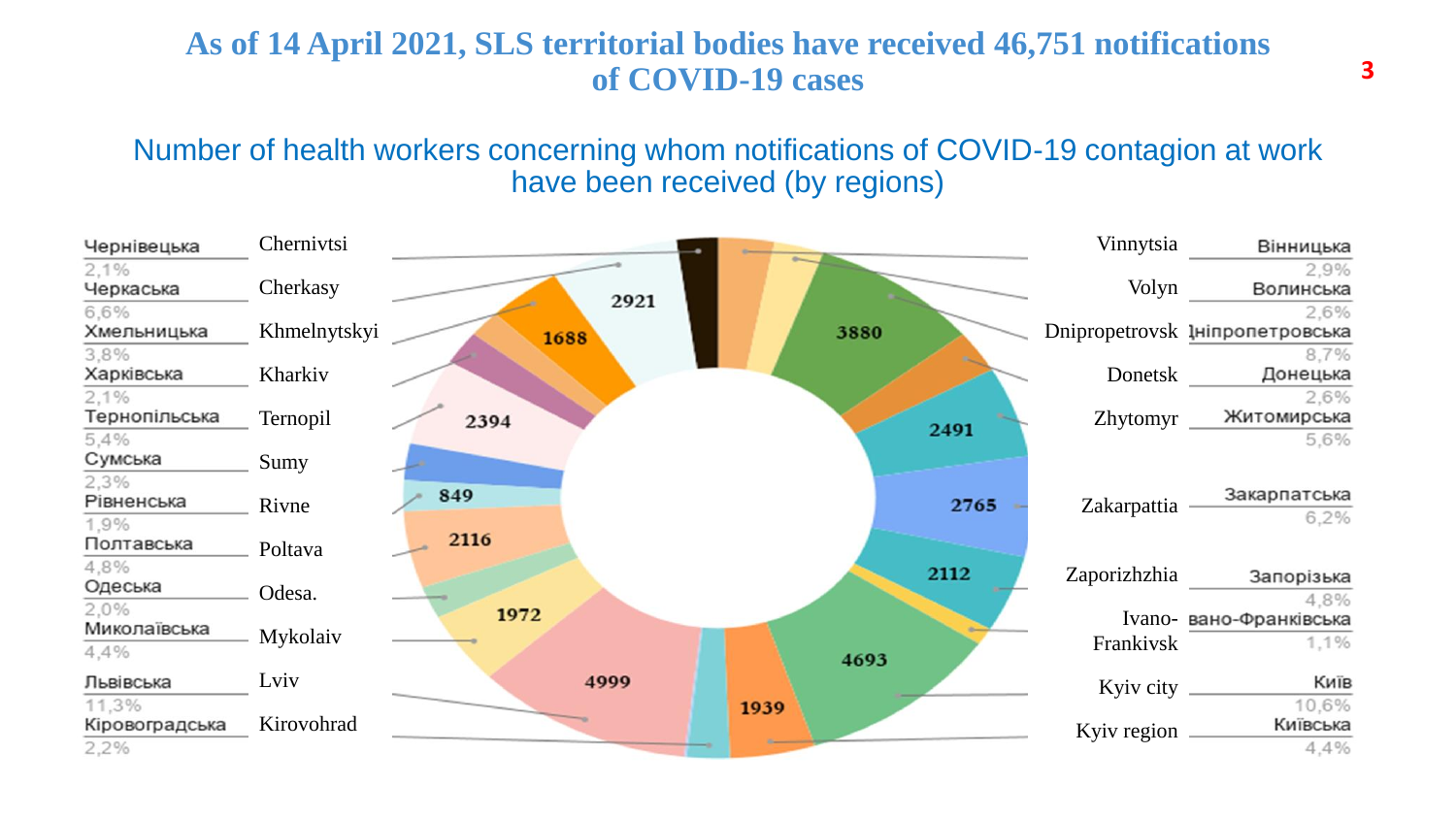# As of 14 April 2021, SLS territorial bodies have received 46,751 notifications of COVID-19 cases

## Number of health workers concerning whom notifications of COVID-19 contagion at work have been received (by regions)

| Region (UA) | Region | Share |
| --- | --- | --- |
| Чернівецька | Chernivtsi | 2,1% |
| Черкаська | Cherkasy | 6,6% |
| Хмельницька | Khmelnytskyi | 3,8% |
| Харківська | Kharkiv | 2,1% |
| Тернопільська | Ternopil | 5,4% |
| Сумська | Sumy | 2,3% |
| Рівненська | Rivne | 1,9% |
| Полтавська | Poltava | 4,8% |
| Одеська | Odesa. | 2,0% |
| Миколаївська | Mykolaiv | 4,4% |
| Львівська | Lviv | 11,3% |
| Кіровоградська | Kirovohrad | 2,2% |
| Вінницька | Vinnytsia | 2,9% |
| Волинська | Volyn | 2,6% |
| Дніпропетровська | Dnipropetrovsk | 8,7% |
| Донецька | Donetsk | 2,6% |
| Житомирська | Zhytomyr | 5,6% |
| Закарпатська | Zakarpattia | 6,2% |
| Запорізька | Zaporizhzhia | 4,8% |
| Івано-Франківська | Ivano-Frankivsk | 1,1% |
| Київ | Kyiv city | 10,6% |
| Київська | Kyiv region | 4,4% |

Chart values: 2921, 1688, 2394, 849, 2116, 1972, 4999, 1939, 4693, 2112, 2765, 2491, 3880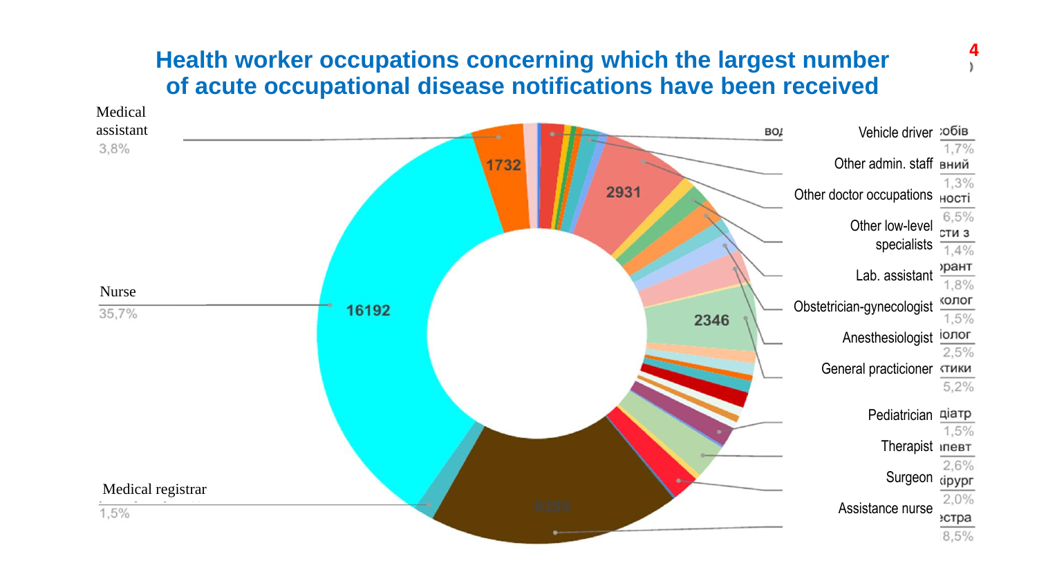# Health worker occupations concerning which the largest number of acute occupational disease notifications have been received

| Occupation | Share |
| --- | --- |
| Medical assistant | 3,8% |
| Nurse | 35,7% |
| Medical registrar | 1,5% |
| Vehicle driver | 1,7% |
| Other admin. staff | 1,3% |
| Other doctor occupations | 6,5% |
| Other low-level specialists | 1,4% |
| Lab. assistant | 1,8% |
| Obstetrician-gynecologist | 1,5% |
| Anesthesiologist | 2,5% |
| General practicioner | 5,2% |
| Pediatrician | 1,5% |
| Therapist | 2,6% |
| Surgeon | 2,0% |
| Assistance nurse | 8,5% |

Chart values: 16192, 1732, 2931, 2346, 8395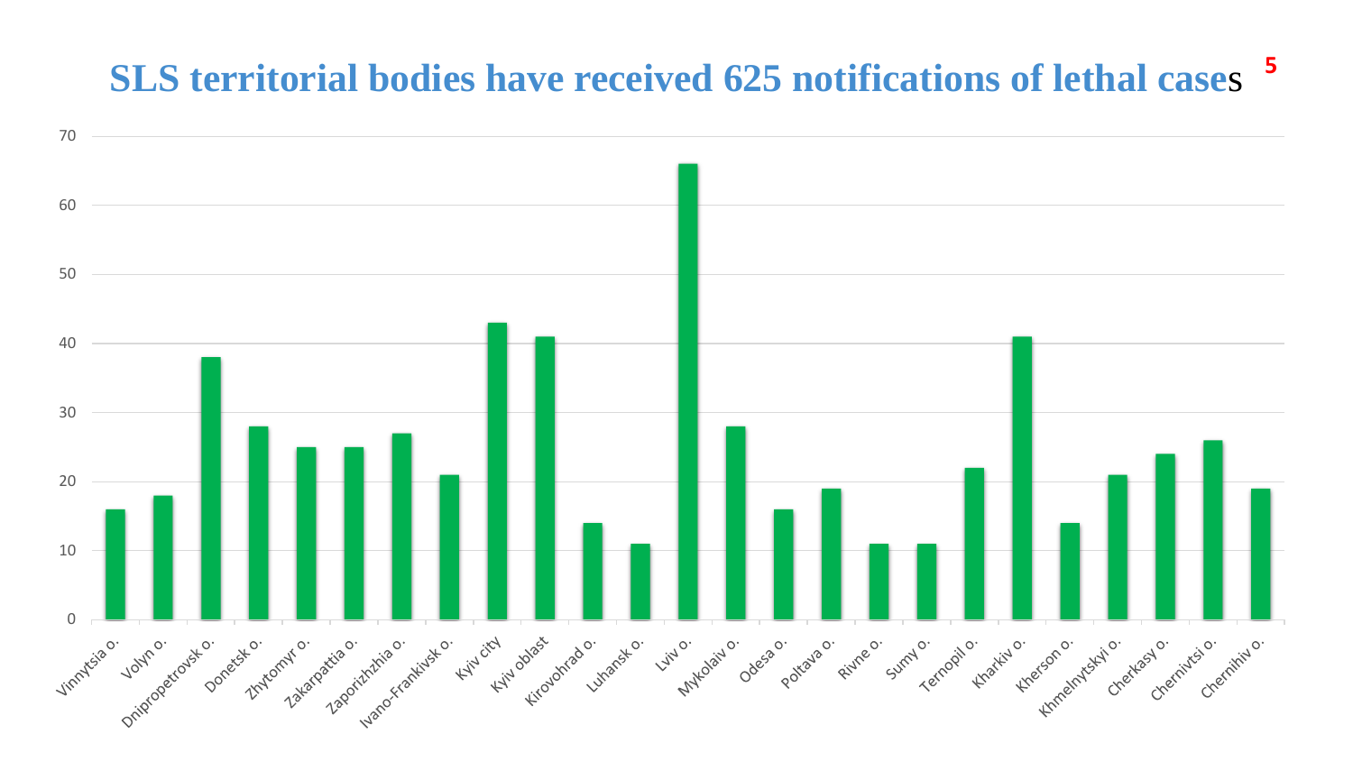# SLS territorial bodies have received 625 notifications of lethal cases

| Region | Notifications of lethal cases |
|---|---|
| Vinnytsia o. | 16 |
| Volyn o. | 18 |
| Dnipropetrovsk o. | 38 |
| Donetsk o. | 28 |
| Zhytomyr o. | 25 |
| Zakarpattia o. | 25 |
| Zaporizhzhia o. | 27 |
| Ivano-Frankivsk o. | 21 |
| Kyiv city | 43 |
| Kyiv oblast | 41 |
| Kirovohrad o. | 14 |
| Luhansk o. | 11 |
| Lviv o. | 66 |
| Mykolaiv o. | 28 |
| Odesa o. | 16 |
| Poltava o. | 19 |
| Rivne o. | 11 |
| Sumy o. | 11 |
| Ternopil o. | 22 |
| Kharkiv o. | 41 |
| Kherson o. | 14 |
| Khmelnytskyi o. | 21 |
| Cherkasy o. | 24 |
| Chernivtsi o. | 26 |
| Chernihiv o. | 19 |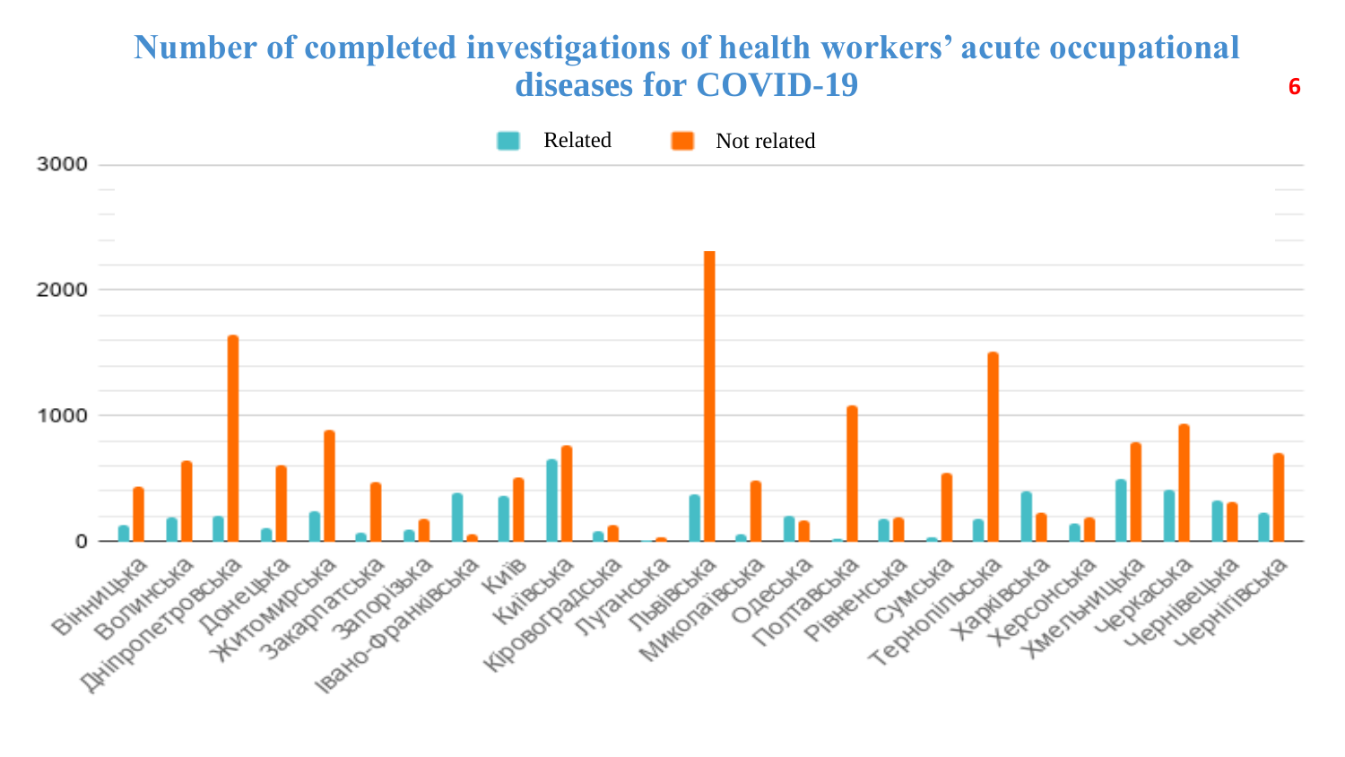# Number of completed investigations of health workers' acute occupational diseases for COVID-19

Related | Not related

3000

2000

1000

0

Вінницька, Волинська, Дніпропетровська, Донецька, Житомирська, Закарпатська, Запорізька, Івано-Франківська, Київ, Київська, Кіровоградська, Луганська, Львівська, Миколаївська, Одеська, Полтавська, Рівненська, Сумська, Тернопільська, Харківська, Херсонська, Хмельницька, Черкаська, Чернівецька, Чернігівська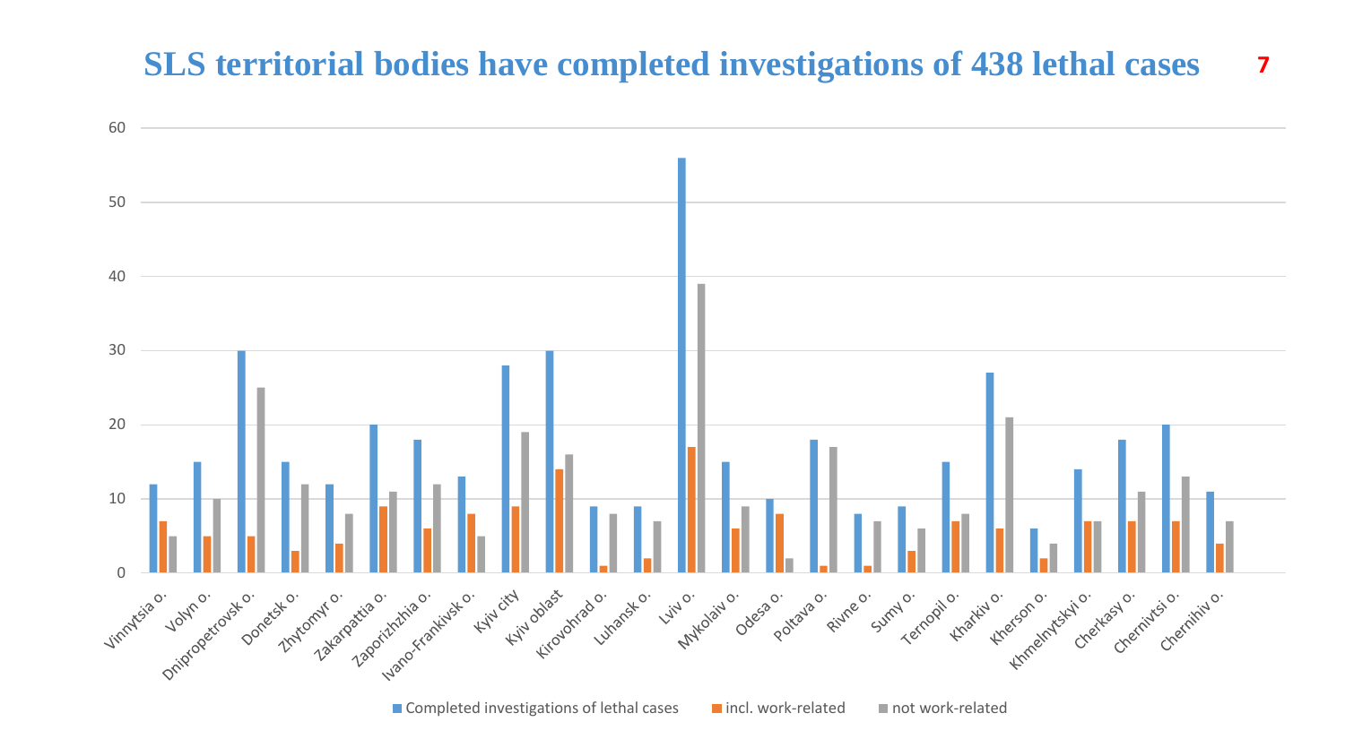# SLS territorial bodies have completed investigations of 438 lethal cases

| Region | Completed investigations of lethal cases | incl. work-related | not work-related |
|---|---|---|---|
| Vinnytsia o. | 12 | 7 | 5 |
| Volyn o. | 15 | 5 | 10 |
| Dnipropetrovsk o. | 30 | 5 | 25 |
| Donetsk o. | 15 | 3 | 12 |
| Zhytomyr o. | 12 | 4 | 8 |
| Zakarpattia o. | 20 | 9 | 11 |
| Zaporizhzhia o. | 18 | 6 | 12 |
| Ivano-Frankivsk o. | 13 | 8 | 5 |
| Kyiv city | 28 | 9 | 19 |
| Kyiv oblast | 30 | 14 | 16 |
| Kirovohrad o. | 9 | 1 | 8 |
| Luhansk o. | 9 | 2 | 7 |
| Lviv o. | 56 | 17 | 39 |
| Mykolaiv o. | 15 | 6 | 9 |
| Odesa o. | 10 | 8 | 2 |
| Poltava o. | 18 | 1 | 17 |
| Rivne o. | 8 | 1 | 7 |
| Sumy o. | 9 | 3 | 6 |
| Ternopil o. | 15 | 7 | 8 |
| Kharkiv o. | 27 | 6 | 21 |
| Kherson o. | 6 | 2 | 4 |
| Khmelnytskyi o. | 14 | 7 | 7 |
| Cherkasy o. | 18 | 7 | 11 |
| Chernivtsi o. | 20 | 7 | 13 |
| Chernihiv o. | 11 | 4 | 7 |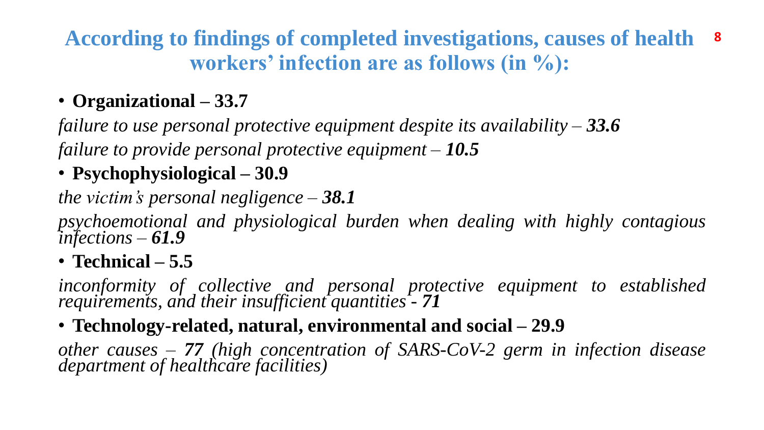## According to findings of completed investigations, causes of health workers' infection are as follows (in %):

- **Organizational – 33.7**

*failure to use personal protective equipment despite its availability – **33.6***

*failure to provide personal protective equipment – **10.5***

- **Psychophysiological – 30.9**

*the victim's personal negligence – **38.1***

*psychoemotional and physiological burden when dealing with highly contagious infections – **61.9***

- **Technical – 5.5**

*inconformity of collective and personal protective equipment to established requirements, and their insufficient quantities - **71***

- **Technology-related, natural, environmental and social – 29.9**

*other causes – **77** (high concentration of SARS-CoV-2 germ in infection disease department of healthcare facilities)*